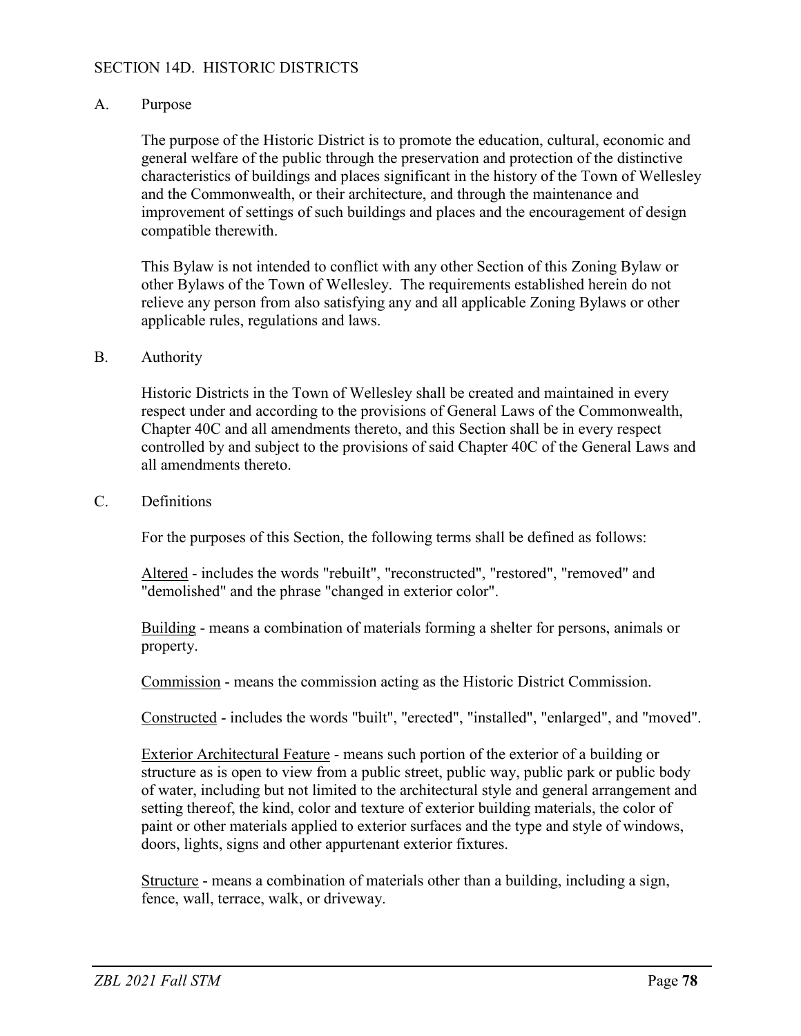## SECTION 14D. HISTORIC DISTRICTS

### A. Purpose

The purpose of the Historic District is to promote the education, cultural, economic and general welfare of the public through the preservation and protection of the distinctive characteristics of buildings and places significant in the history of the Town of Wellesley and the Commonwealth, or their architecture, and through the maintenance and improvement of settings of such buildings and places and the encouragement of design compatible therewith.

This Bylaw is not intended to conflict with any other Section of this Zoning Bylaw or other Bylaws of the Town of Wellesley. The requirements established herein do not relieve any person from also satisfying any and all applicable Zoning Bylaws or other applicable rules, regulations and laws.

### B. Authority

Historic Districts in the Town of Wellesley shall be created and maintained in every respect under and according to the provisions of General Laws of the Commonwealth, Chapter 40C and all amendments thereto, and this Section shall be in every respect controlled by and subject to the provisions of said Chapter 40C of the General Laws and all amendments thereto.

### C. Definitions

For the purposes of this Section, the following terms shall be defined as follows:

<u>Altered</u> - includes the words "rebuilt", "reconstructed", "restored", "removed" and "demolished" and the phrase "changed in exterior color".

<u>Building</u> - means a combination of materials forming a shelter for persons, animals or property.

<u>Commission</u> - means the commission acting as the Historic District Commission.

<u>Constructed</u> - includes the words "built", "erected", "installed", "enlarged", and "moved".

<u>Exterior Architectural Feature</u> - means such portion of the exterior of a building or structure as is open to view from a public street, public way, public park or public body of water, including but not limited to the architectural style and general arrangement and setting thereof, the kind, color and texture of exterior building materials, the color of paint or other materials applied to exterior surfaces and the type and style of windows, doors, lights, signs and other appurtenant exterior fixtures.

<u>Structure</u> - means a combination of materials other than a building, including a sign, fence, wall, terrace, walk, or driveway.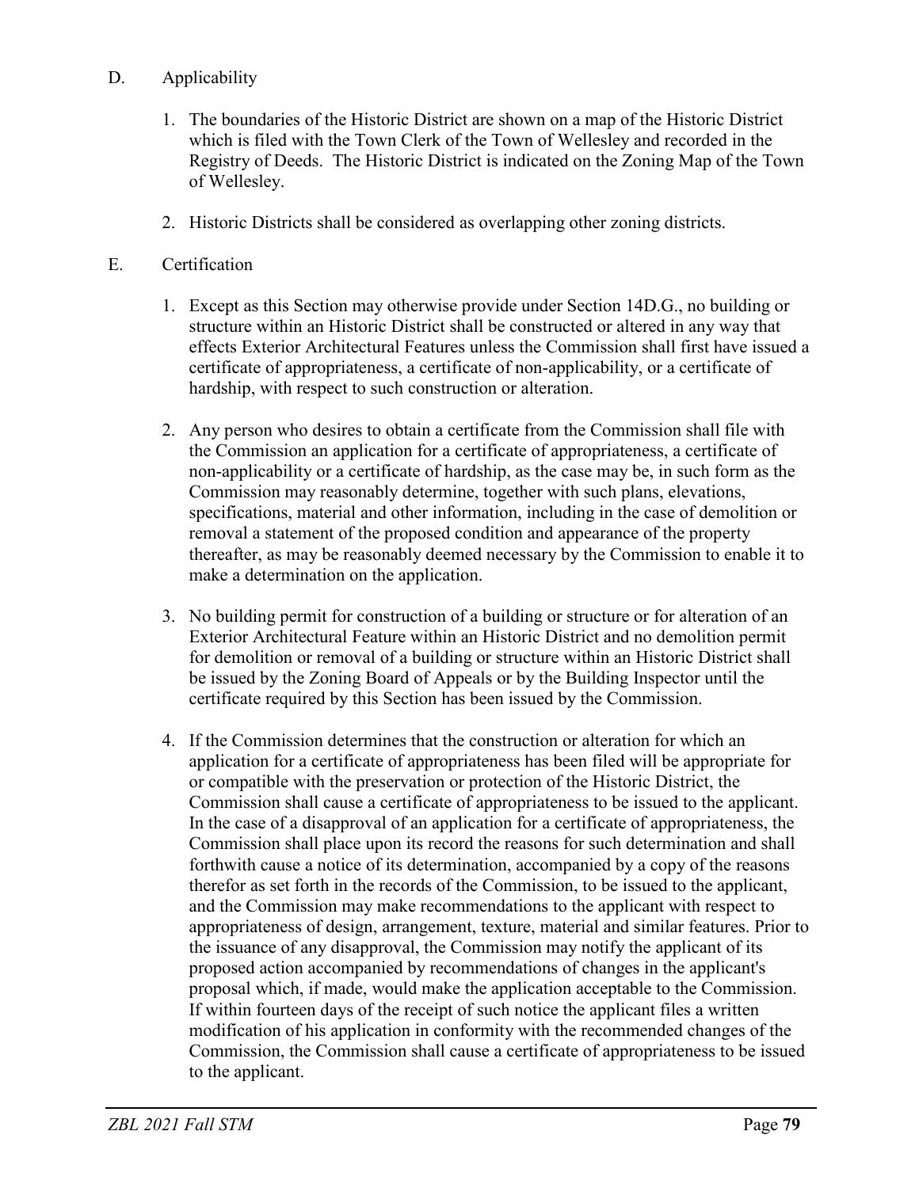D. Applicability

1. The boundaries of the Historic District are shown on a map of the Historic District which is filed with the Town Clerk of the Town of Wellesley and recorded in the Registry of Deeds. The Historic District is indicated on the Zoning Map of the Town of Wellesley.

2. Historic Districts shall be considered as overlapping other zoning districts.

E. Certification

1. Except as this Section may otherwise provide under Section 14D.G., no building or structure within an Historic District shall be constructed or altered in any way that effects Exterior Architectural Features unless the Commission shall first have issued a certificate of appropriateness, a certificate of non-applicability, or a certificate of hardship, with respect to such construction or alteration.

2. Any person who desires to obtain a certificate from the Commission shall file with the Commission an application for a certificate of appropriateness, a certificate of non-applicability or a certificate of hardship, as the case may be, in such form as the Commission may reasonably determine, together with such plans, elevations, specifications, material and other information, including in the case of demolition or removal a statement of the proposed condition and appearance of the property thereafter, as may be reasonably deemed necessary by the Commission to enable it to make a determination on the application.

3. No building permit for construction of a building or structure or for alteration of an Exterior Architectural Feature within an Historic District and no demolition permit for demolition or removal of a building or structure within an Historic District shall be issued by the Zoning Board of Appeals or by the Building Inspector until the certificate required by this Section has been issued by the Commission.

4. If the Commission determines that the construction or alteration for which an application for a certificate of appropriateness has been filed will be appropriate for or compatible with the preservation or protection of the Historic District, the Commission shall cause a certificate of appropriateness to be issued to the applicant. In the case of a disapproval of an application for a certificate of appropriateness, the Commission shall place upon its record the reasons for such determination and shall forthwith cause a notice of its determination, accompanied by a copy of the reasons therefor as set forth in the records of the Commission, to be issued to the applicant, and the Commission may make recommendations to the applicant with respect to appropriateness of design, arrangement, texture, material and similar features. Prior to the issuance of any disapproval, the Commission may notify the applicant of its proposed action accompanied by recommendations of changes in the applicant's proposal which, if made, would make the application acceptable to the Commission. If within fourteen days of the receipt of such notice the applicant files a written modification of his application in conformity with the recommended changes of the Commission, the Commission shall cause a certificate of appropriateness to be issued to the applicant.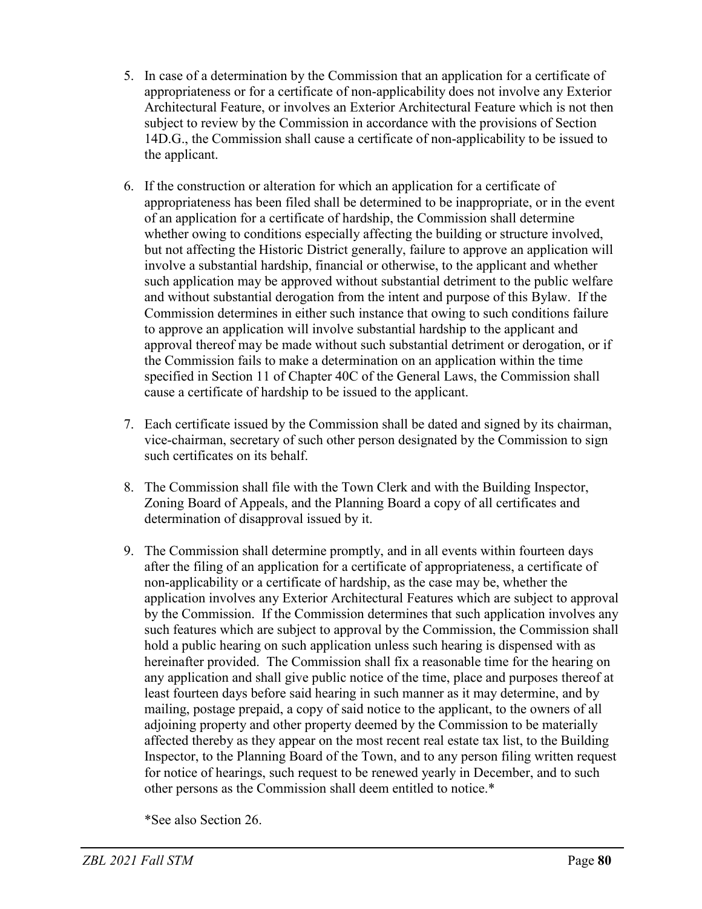5. In case of a determination by the Commission that an application for a certificate of appropriateness or for a certificate of non-applicability does not involve any Exterior Architectural Feature, or involves an Exterior Architectural Feature which is not then subject to review by the Commission in accordance with the provisions of Section 14D.G., the Commission shall cause a certificate of non-applicability to be issued to the applicant.

6. If the construction or alteration for which an application for a certificate of appropriateness has been filed shall be determined to be inappropriate, or in the event of an application for a certificate of hardship, the Commission shall determine whether owing to conditions especially affecting the building or structure involved, but not affecting the Historic District generally, failure to approve an application will involve a substantial hardship, financial or otherwise, to the applicant and whether such application may be approved without substantial detriment to the public welfare and without substantial derogation from the intent and purpose of this Bylaw. If the Commission determines in either such instance that owing to such conditions failure to approve an application will involve substantial hardship to the applicant and approval thereof may be made without such substantial detriment or derogation, or if the Commission fails to make a determination on an application within the time specified in Section 11 of Chapter 40C of the General Laws, the Commission shall cause a certificate of hardship to be issued to the applicant.

7. Each certificate issued by the Commission shall be dated and signed by its chairman, vice-chairman, secretary of such other person designated by the Commission to sign such certificates on its behalf.

8. The Commission shall file with the Town Clerk and with the Building Inspector, Zoning Board of Appeals, and the Planning Board a copy of all certificates and determination of disapproval issued by it.

9. The Commission shall determine promptly, and in all events within fourteen days after the filing of an application for a certificate of appropriateness, a certificate of non-applicability or a certificate of hardship, as the case may be, whether the application involves any Exterior Architectural Features which are subject to approval by the Commission. If the Commission determines that such application involves any such features which are subject to approval by the Commission, the Commission shall hold a public hearing on such application unless such hearing is dispensed with as hereinafter provided. The Commission shall fix a reasonable time for the hearing on any application and shall give public notice of the time, place and purposes thereof at least fourteen days before said hearing in such manner as it may determine, and by mailing, postage prepaid, a copy of said notice to the applicant, to the owners of all adjoining property and other property deemed by the Commission to be materially affected thereby as they appear on the most recent real estate tax list, to the Building Inspector, to the Planning Board of the Town, and to any person filing written request for notice of hearings, such request to be renewed yearly in December, and to such other persons as the Commission shall deem entitled to notice.*

   *See also Section 26.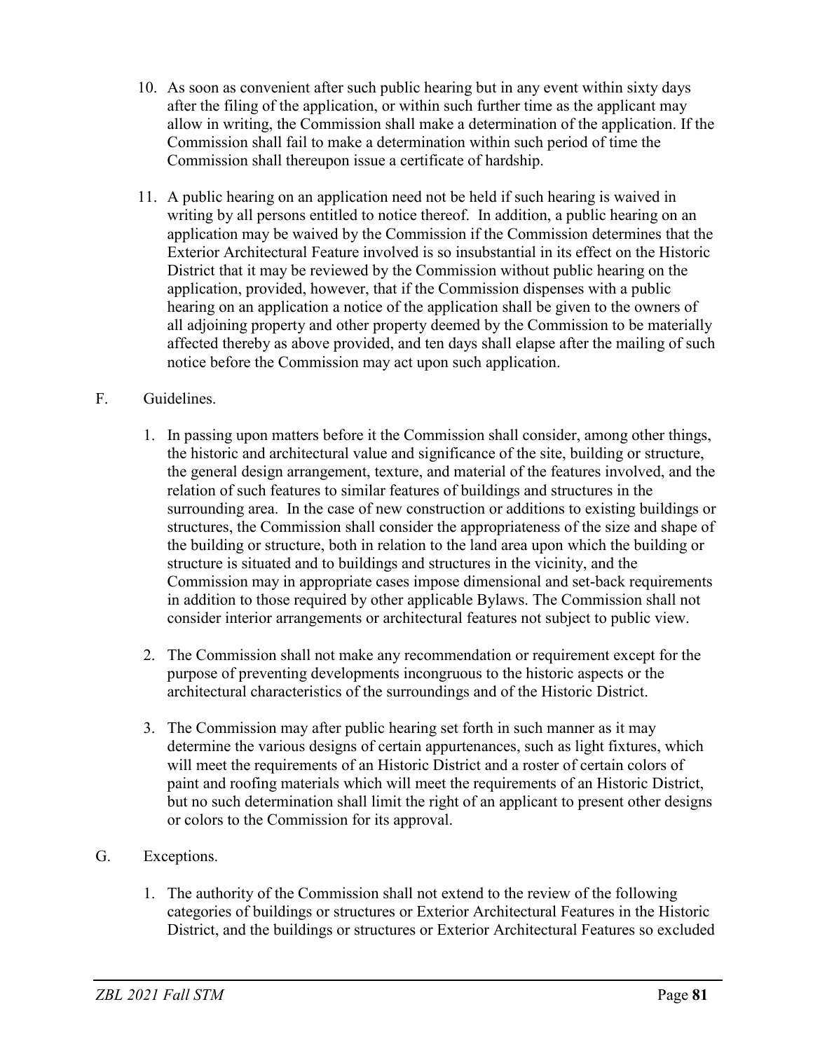10. As soon as convenient after such public hearing but in any event within sixty days after the filing of the application, or within such further time as the applicant may allow in writing, the Commission shall make a determination of the application. If the Commission shall fail to make a determination within such period of time the Commission shall thereupon issue a certificate of hardship.

11. A public hearing on an application need not be held if such hearing is waived in writing by all persons entitled to notice thereof. In addition, a public hearing on an application may be waived by the Commission if the Commission determines that the Exterior Architectural Feature involved is so insubstantial in its effect on the Historic District that it may be reviewed by the Commission without public hearing on the application, provided, however, that if the Commission dispenses with a public hearing on an application a notice of the application shall be given to the owners of all adjoining property and other property deemed by the Commission to be materially affected thereby as above provided, and ten days shall elapse after the mailing of such notice before the Commission may act upon such application.

F. Guidelines.

1. In passing upon matters before it the Commission shall consider, among other things, the historic and architectural value and significance of the site, building or structure, the general design arrangement, texture, and material of the features involved, and the relation of such features to similar features of buildings and structures in the surrounding area. In the case of new construction or additions to existing buildings or structures, the Commission shall consider the appropriateness of the size and shape of the building or structure, both in relation to the land area upon which the building or structure is situated and to buildings and structures in the vicinity, and the Commission may in appropriate cases impose dimensional and set-back requirements in addition to those required by other applicable Bylaws. The Commission shall not consider interior arrangements or architectural features not subject to public view.

2. The Commission shall not make any recommendation or requirement except for the purpose of preventing developments incongruous to the historic aspects or the architectural characteristics of the surroundings and of the Historic District.

3. The Commission may after public hearing set forth in such manner as it may determine the various designs of certain appurtenances, such as light fixtures, which will meet the requirements of an Historic District and a roster of certain colors of paint and roofing materials which will meet the requirements of an Historic District, but no such determination shall limit the right of an applicant to present other designs or colors to the Commission for its approval.

G. Exceptions.

1. The authority of the Commission shall not extend to the review of the following categories of buildings or structures or Exterior Architectural Features in the Historic District, and the buildings or structures or Exterior Architectural Features so excluded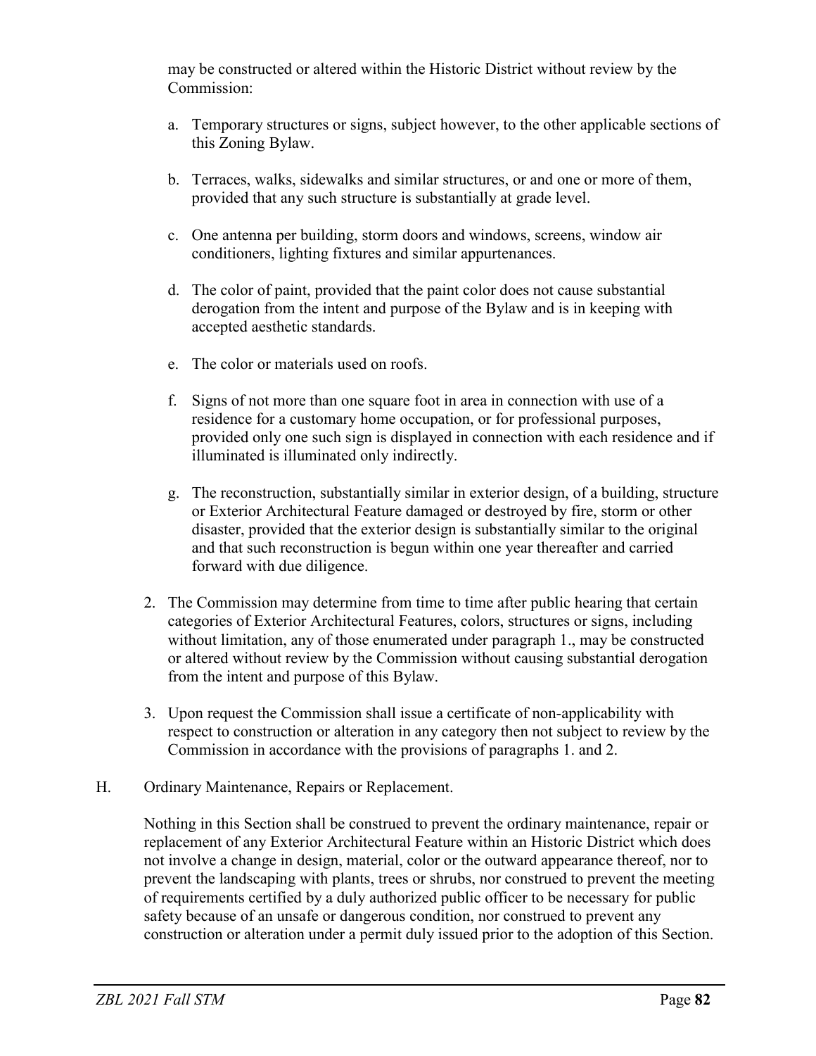may be constructed or altered within the Historic District without review by the Commission:

a. Temporary structures or signs, subject however, to the other applicable sections of this Zoning Bylaw.

b. Terraces, walks, sidewalks and similar structures, or and one or more of them, provided that any such structure is substantially at grade level.

c. One antenna per building, storm doors and windows, screens, window air conditioners, lighting fixtures and similar appurtenances.

d. The color of paint, provided that the paint color does not cause substantial derogation from the intent and purpose of the Bylaw and is in keeping with accepted aesthetic standards.

e. The color or materials used on roofs.

f. Signs of not more than one square foot in area in connection with use of a residence for a customary home occupation, or for professional purposes, provided only one such sign is displayed in connection with each residence and if illuminated is illuminated only indirectly.

g. The reconstruction, substantially similar in exterior design, of a building, structure or Exterior Architectural Feature damaged or destroyed by fire, storm or other disaster, provided that the exterior design is substantially similar to the original and that such reconstruction is begun within one year thereafter and carried forward with due diligence.

2. The Commission may determine from time to time after public hearing that certain categories of Exterior Architectural Features, colors, structures or signs, including without limitation, any of those enumerated under paragraph 1., may be constructed or altered without review by the Commission without causing substantial derogation from the intent and purpose of this Bylaw.

3. Upon request the Commission shall issue a certificate of non-applicability with respect to construction or alteration in any category then not subject to review by the Commission in accordance with the provisions of paragraphs 1. and 2.

H. Ordinary Maintenance, Repairs or Replacement.

Nothing in this Section shall be construed to prevent the ordinary maintenance, repair or replacement of any Exterior Architectural Feature within an Historic District which does not involve a change in design, material, color or the outward appearance thereof, nor to prevent the landscaping with plants, trees or shrubs, nor construed to prevent the meeting of requirements certified by a duly authorized public officer to be necessary for public safety because of an unsafe or dangerous condition, nor construed to prevent any construction or alteration under a permit duly issued prior to the adoption of this Section.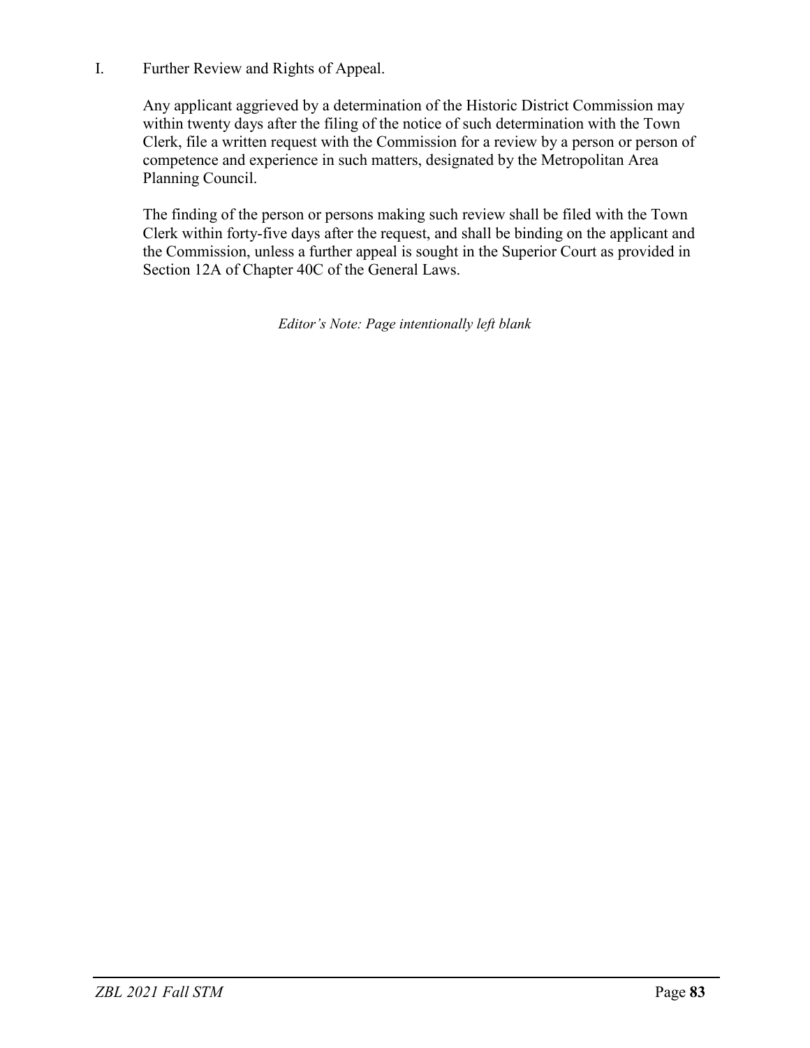I. Further Review and Rights of Appeal.

Any applicant aggrieved by a determination of the Historic District Commission may within twenty days after the filing of the notice of such determination with the Town Clerk, file a written request with the Commission for a review by a person or person of competence and experience in such matters, designated by the Metropolitan Area Planning Council.

The finding of the person or persons making such review shall be filed with the Town Clerk within forty-five days after the request, and shall be binding on the applicant and the Commission, unless a further appeal is sought in the Superior Court as provided in Section 12A of Chapter 40C of the General Laws.

*Editor's Note: Page intentionally left blank*